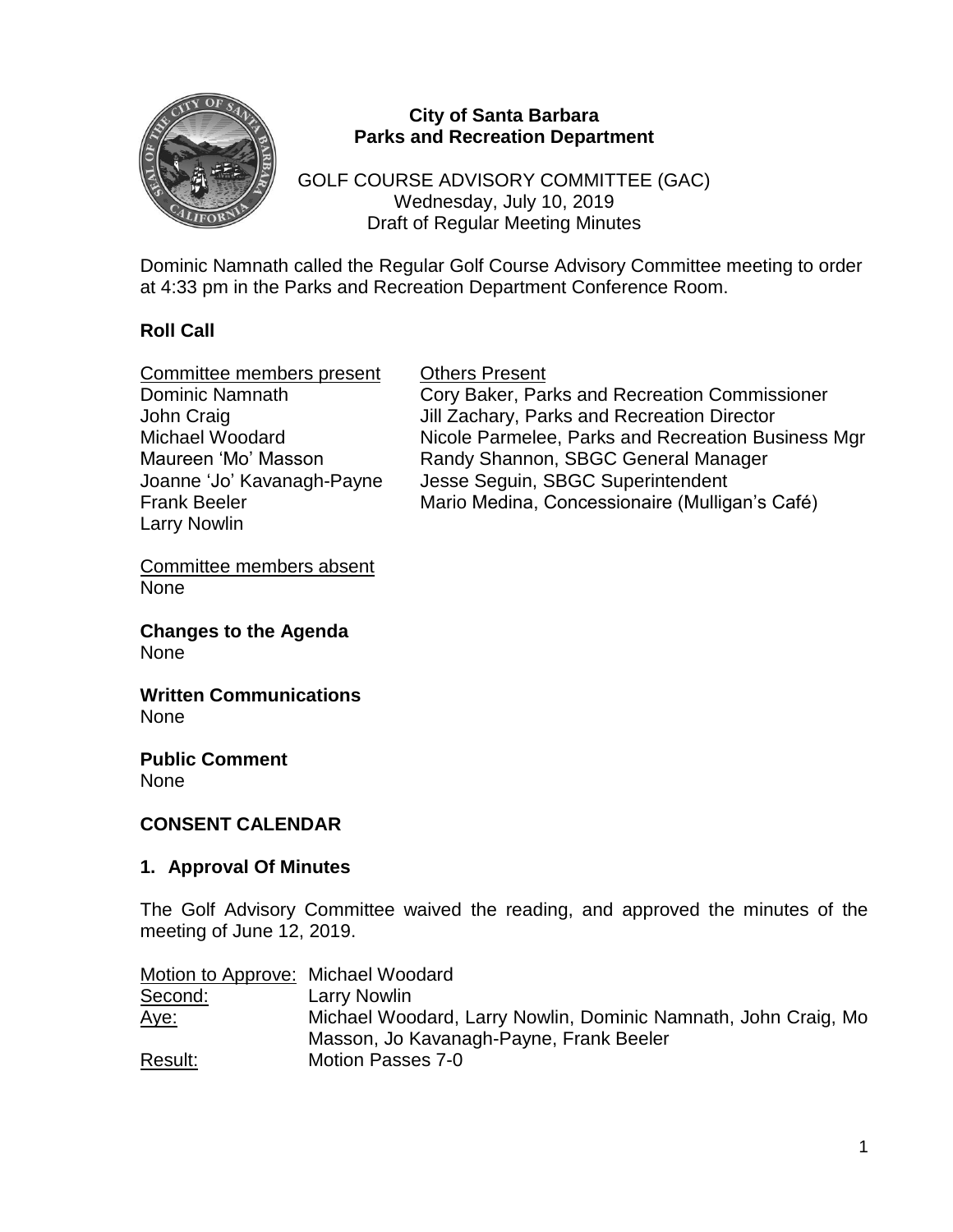**City of Santa Barbara**
**Parks and Recreation Department**

GOLF COURSE ADVISORY COMMITTEE (GAC)
Wednesday, July 10, 2019
Draft of Regular Meeting Minutes

Dominic Namnath called the Regular Golf Course Advisory Committee meeting to order at 4:33 pm in the Parks and Recreation Department Conference Room.

## Roll Call

| Committee members present | Others Present |
|---|---|
| Dominic Namnath | Cory Baker, Parks and Recreation Commissioner |
| John Craig | Jill Zachary, Parks and Recreation Director |
| Michael Woodard | Nicole Parmelee, Parks and Recreation Business Mgr |
| Maureen 'Mo' Masson | Randy Shannon, SBGC General Manager |
| Joanne 'Jo' Kavanagh-Payne | Jesse Seguin, SBGC Superintendent |
| Frank Beeler | Mario Medina, Concessionaire (Mulligan's Café) |
| Larry Nowlin | |

Committee members absent
None

**Changes to the Agenda**
None

**Written Communications**
None

**Public Comment**
None

## CONSENT CALENDAR

### 1. Approval Of Minutes

The Golf Advisory Committee waived the reading, and approved the minutes of the meeting of June 12, 2019.

| | |
|---|---|
| Motion to Approve: | Michael Woodard |
| Second: | Larry Nowlin |
| Aye: | Michael Woodard, Larry Nowlin, Dominic Namnath, John Craig, Mo Masson, Jo Kavanagh-Payne, Frank Beeler |
| Result: | Motion Passes 7-0 |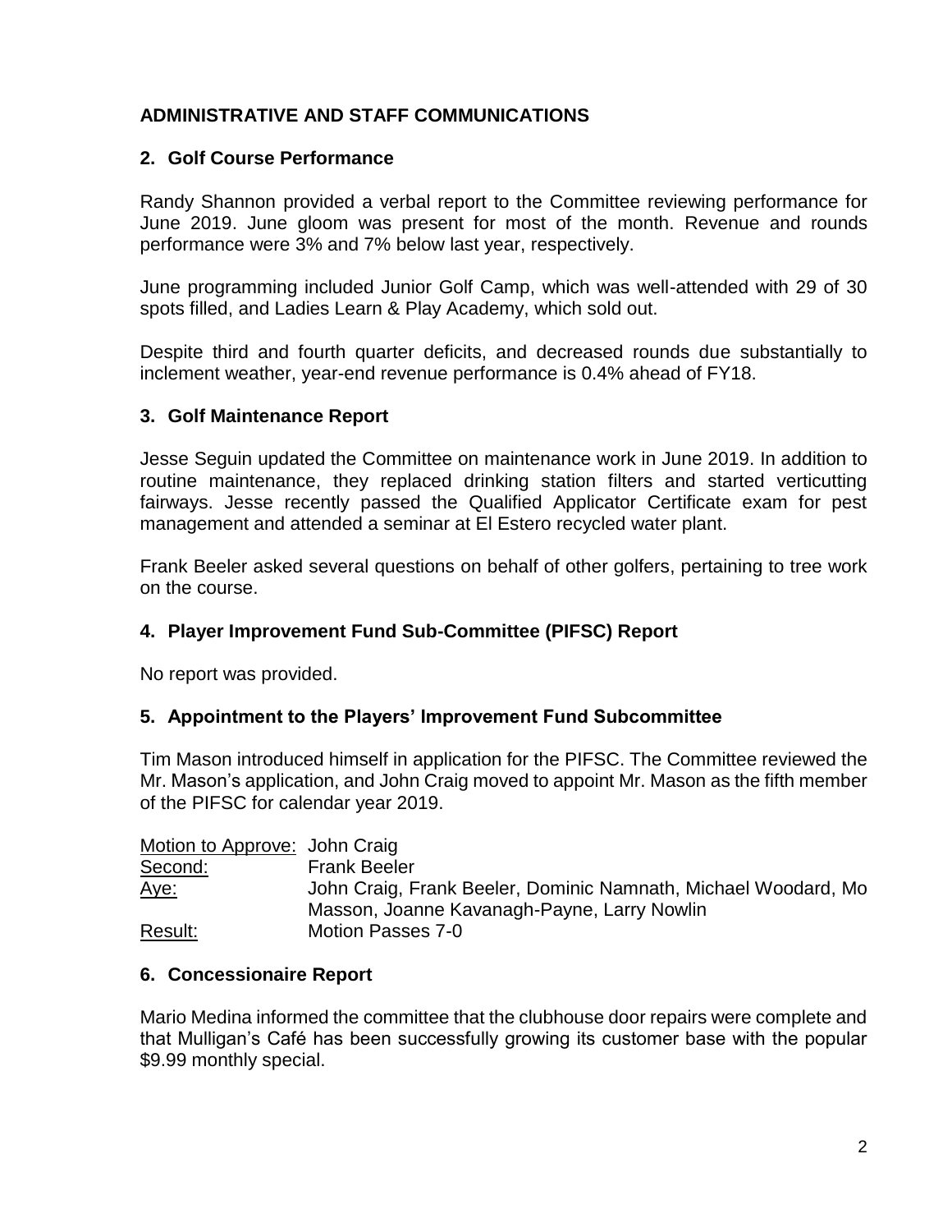## ADMINISTRATIVE AND STAFF COMMUNICATIONS

### 2. Golf Course Performance

Randy Shannon provided a verbal report to the Committee reviewing performance for June 2019. June gloom was present for most of the month. Revenue and rounds performance were 3% and 7% below last year, respectively.

June programming included Junior Golf Camp, which was well-attended with 29 of 30 spots filled, and Ladies Learn & Play Academy, which sold out.

Despite third and fourth quarter deficits, and decreased rounds due substantially to inclement weather, year-end revenue performance is 0.4% ahead of FY18.

### 3. Golf Maintenance Report

Jesse Seguin updated the Committee on maintenance work in June 2019. In addition to routine maintenance, they replaced drinking station filters and started verticutting fairways. Jesse recently passed the Qualified Applicator Certificate exam for pest management and attended a seminar at El Estero recycled water plant.

Frank Beeler asked several questions on behalf of other golfers, pertaining to tree work on the course.

### 4. Player Improvement Fund Sub-Committee (PIFSC) Report

No report was provided.

### 5. Appointment to the Players' Improvement Fund Subcommittee

Tim Mason introduced himself in application for the PIFSC. The Committee reviewed the Mr. Mason's application, and John Craig moved to appoint Mr. Mason as the fifth member of the PIFSC for calendar year 2019.

| | |
|---|---|
| Motion to Approve: | John Craig |
| Second: | Frank Beeler |
| Aye: | John Craig, Frank Beeler, Dominic Namnath, Michael Woodard, Mo Masson, Joanne Kavanagh-Payne, Larry Nowlin |
| Result: | Motion Passes 7-0 |

### 6. Concessionaire Report

Mario Medina informed the committee that the clubhouse door repairs were complete and that Mulligan's Café has been successfully growing its customer base with the popular $9.99 monthly special.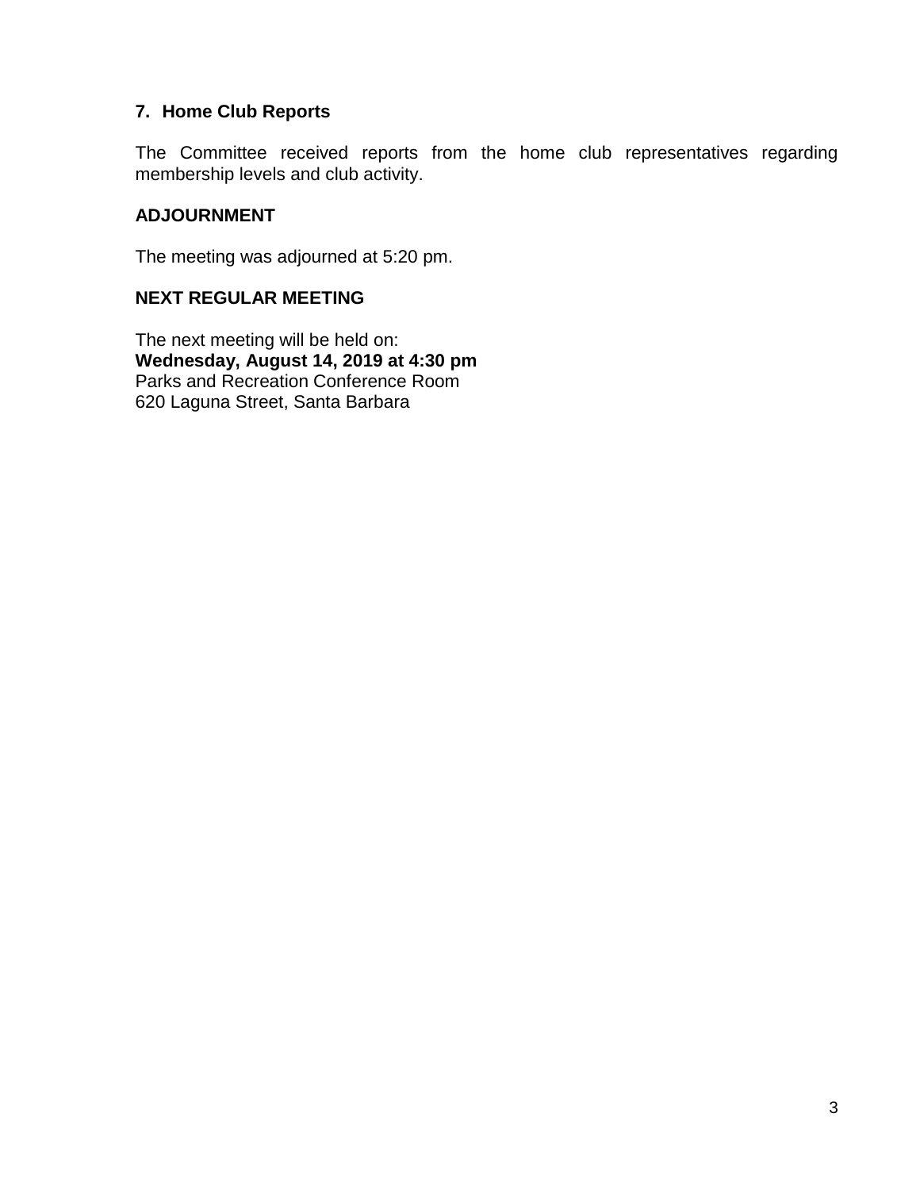### 7. Home Club Reports

The Committee received reports from the home club representatives regarding membership levels and club activity.

### ADJOURNMENT

The meeting was adjourned at 5:20 pm.

### NEXT REGULAR MEETING

The next meeting will be held on:
**Wednesday, August 14, 2019 at 4:30 pm**
Parks and Recreation Conference Room
620 Laguna Street, Santa Barbara